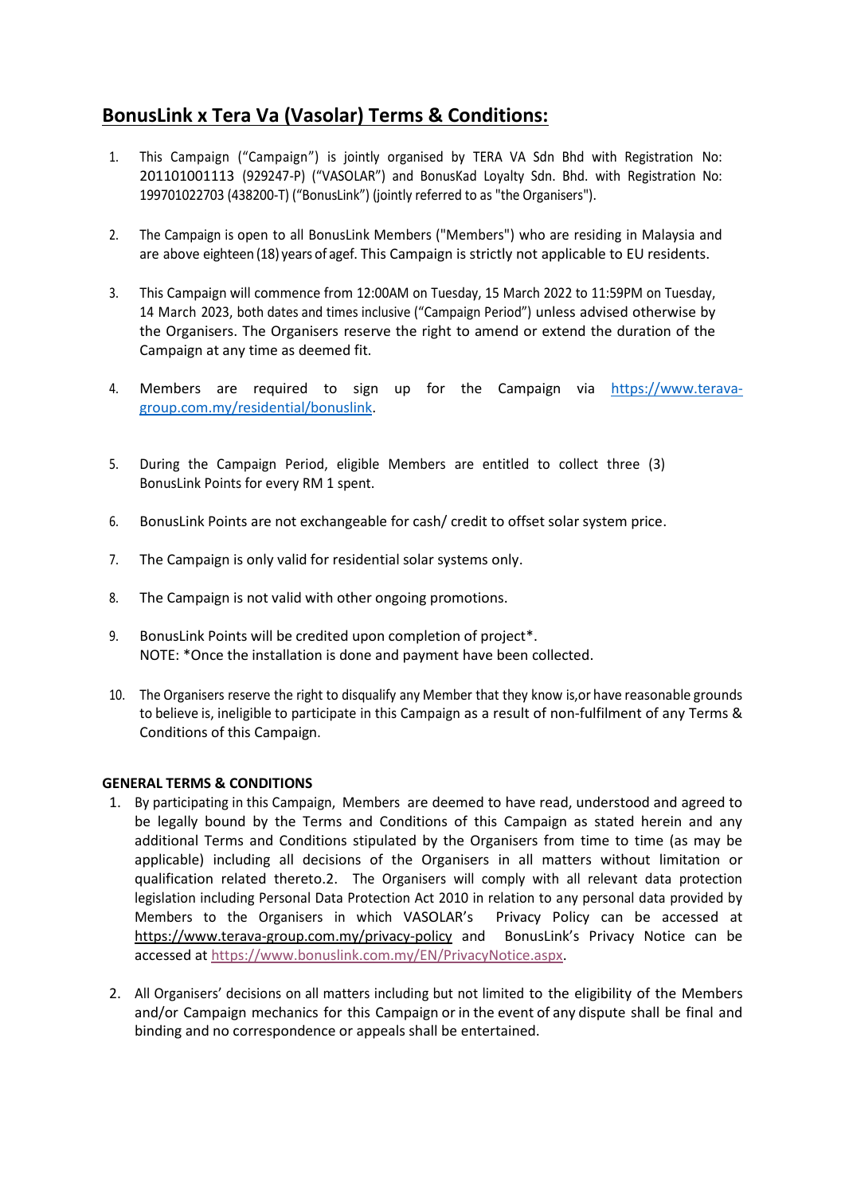# BonusLink x Tera Va (Vasolar) Terms & Conditions:

1. This Campaign ("Campaign") is jointly organised by TERA VA Sdn Bhd with Registration No: 201101001113 (929247-P) ("VASOLAR") and BonusKad Loyalty Sdn. Bhd. with Registration No: 199701022703 (438200-T) ("BonusLink") (jointly referred to as "the Organisers").

2. The Campaign is open to all BonusLink Members ("Members") who are residing in Malaysia and are above eighteen (18) years of agef. This Campaign is strictly not applicable to EU residents.

3. This Campaign will commence from 12:00AM on Tuesday, 15 March 2022 to 11:59PM on Tuesday, 14 March 2023, both dates and times inclusive ("Campaign Period") unless advised otherwise by the Organisers. The Organisers reserve the right to amend or extend the duration of the Campaign at any time as deemed fit.

4. Members are required to sign up for the Campaign via https://www.terava-group.com.my/residential/bonuslink.

5. During the Campaign Period, eligible Members are entitled to collect three (3) BonusLink Points for every RM 1 spent.

6. BonusLink Points are not exchangeable for cash/ credit to offset solar system price.

7. The Campaign is only valid for residential solar systems only.

8. The Campaign is not valid with other ongoing promotions.

9. BonusLink Points will be credited upon completion of project*.
   NOTE: *Once the installation is done and payment have been collected.

10. The Organisers reserve the right to disqualify any Member that they know is,or have reasonable grounds to believe is, ineligible to participate in this Campaign as a result of non-fulfilment of any Terms & Conditions of this Campaign.

**GENERAL TERMS & CONDITIONS**

1. By participating in this Campaign, Members are deemed to have read, understood and agreed to be legally bound by the Terms and Conditions of this Campaign as stated herein and any additional Terms and Conditions stipulated by the Organisers from time to time (as may be applicable) including all decisions of the Organisers in all matters without limitation or qualification related thereto.2. The Organisers will comply with all relevant data protection legislation including Personal Data Protection Act 2010 in relation to any personal data provided by Members to the Organisers in which VASOLAR's Privacy Policy can be accessed at https://www.terava-group.com.my/privacy-policy and BonusLink's Privacy Notice can be accessed at https://www.bonuslink.com.my/EN/PrivacyNotice.aspx.

2. All Organisers' decisions on all matters including but not limited to the eligibility of the Members and/or Campaign mechanics for this Campaign or in the event of any dispute shall be final and binding and no correspondence or appeals shall be entertained.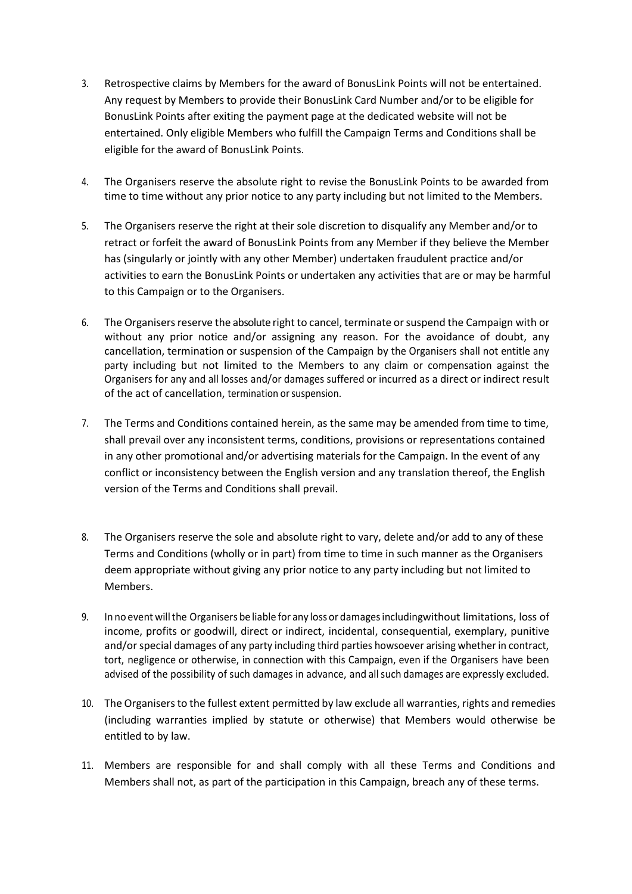3. Retrospective claims by Members for the award of BonusLink Points will not be entertained. Any request by Members to provide their BonusLink Card Number and/or to be eligible for BonusLink Points after exiting the payment page at the dedicated website will not be entertained. Only eligible Members who fulfill the Campaign Terms and Conditions shall be eligible for the award of BonusLink Points.

4. The Organisers reserve the absolute right to revise the BonusLink Points to be awarded from time to time without any prior notice to any party including but not limited to the Members.

5. The Organisers reserve the right at their sole discretion to disqualify any Member and/or to retract or forfeit the award of BonusLink Points from any Member if they believe the Member has (singularly or jointly with any other Member) undertaken fraudulent practice and/or activities to earn the BonusLink Points or undertaken any activities that are or may be harmful to this Campaign or to the Organisers.

6. The Organisers reserve the absolute right to cancel, terminate or suspend the Campaign with or without any prior notice and/or assigning any reason. For the avoidance of doubt, any cancellation, termination or suspension of the Campaign by the Organisers shall not entitle any party including but not limited to the Members to any claim or compensation against the Organisers for any and all losses and/or damages suffered or incurred as a direct or indirect result of the act of cancellation, termination or suspension.

7. The Terms and Conditions contained herein, as the same may be amended from time to time, shall prevail over any inconsistent terms, conditions, provisions or representations contained in any other promotional and/or advertising materials for the Campaign. In the event of any conflict or inconsistency between the English version and any translation thereof, the English version of the Terms and Conditions shall prevail.

8. The Organisers reserve the sole and absolute right to vary, delete and/or add to any of these Terms and Conditions (wholly or in part) from time to time in such manner as the Organisers deem appropriate without giving any prior notice to any party including but not limited to Members.

9. In no event will the Organisers be liable for any loss or damages includingwithout limitations, loss of income, profits or goodwill, direct or indirect, incidental, consequential, exemplary, punitive and/or special damages of any party including third parties howsoever arising whether in contract, tort, negligence or otherwise, in connection with this Campaign, even if the Organisers have been advised of the possibility of such damages in advance, and all such damages are expressly excluded.

10. The Organisers to the fullest extent permitted by law exclude all warranties, rights and remedies (including warranties implied by statute or otherwise) that Members would otherwise be entitled to by law.

11. Members are responsible for and shall comply with all these Terms and Conditions and Members shall not, as part of the participation in this Campaign, breach any of these terms.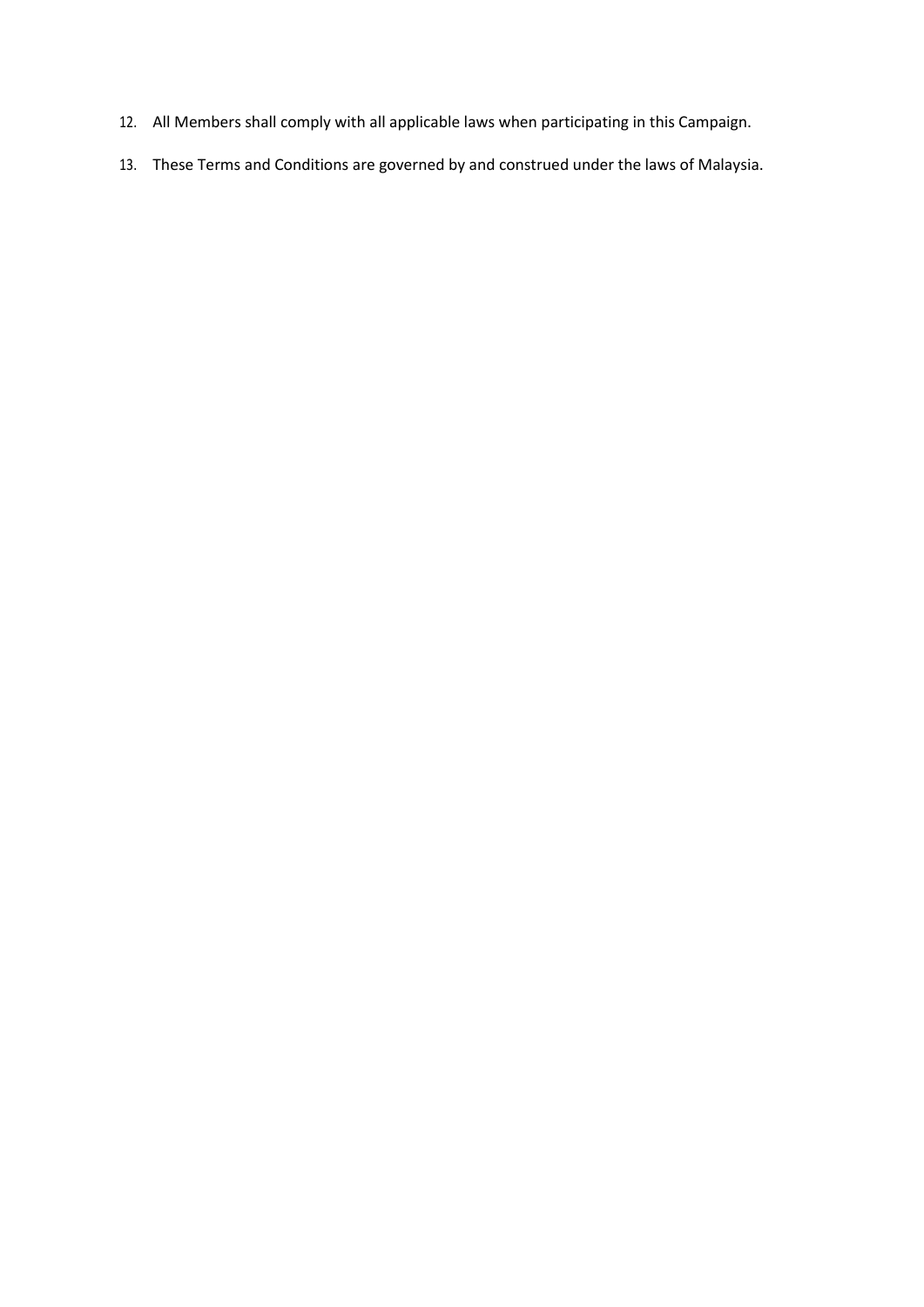12. All Members shall comply with all applicable laws when participating in this Campaign.
13. These Terms and Conditions are governed by and construed under the laws of Malaysia.